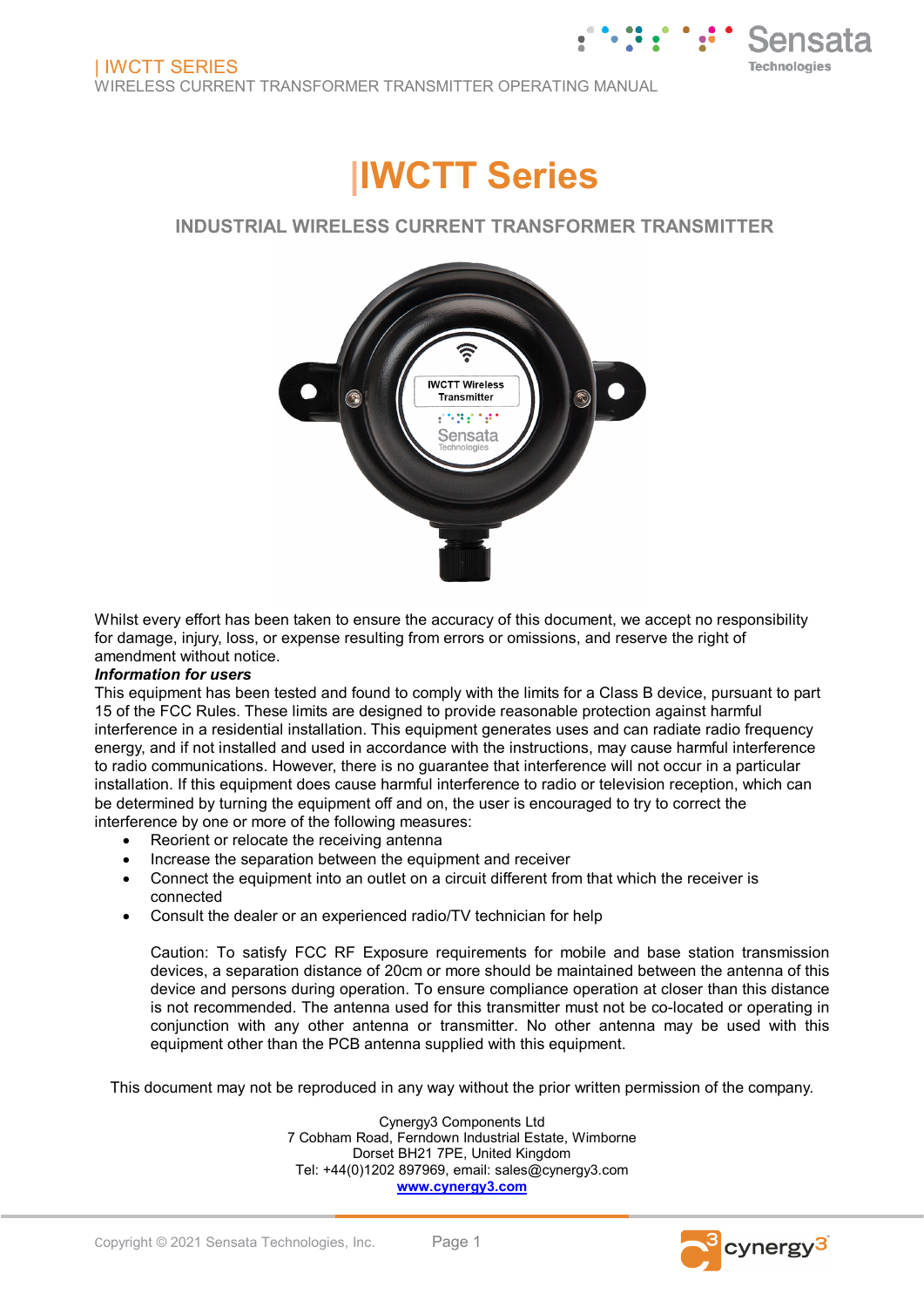# |IWCTT Series

## INDUSTRIAL WIRELESS CURRENT TRANSFORMER TRANSMITTER

Whilst every effort has been taken to ensure the accuracy of this document, we accept no responsibility for damage, injury, loss, or expense resulting from errors or omissions, and reserve the right of amendment without notice.

***Information for users***

This equipment has been tested and found to comply with the limits for a Class B device, pursuant to part 15 of the FCC Rules. These limits are designed to provide reasonable protection against harmful interference in a residential installation. This equipment generates uses and can radiate radio frequency energy, and if not installed and used in accordance with the instructions, may cause harmful interference to radio communications. However, there is no guarantee that interference will not occur in a particular installation. If this equipment does cause harmful interference to radio or television reception, which can be determined by turning the equipment off and on, the user is encouraged to try to correct the interference by one or more of the following measures:

- Reorient or relocate the receiving antenna
- Increase the separation between the equipment and receiver
- Connect the equipment into an outlet on a circuit different from that which the receiver is connected
- Consult the dealer or an experienced radio/TV technician for help

Caution: To satisfy FCC RF Exposure requirements for mobile and base station transmission devices, a separation distance of 20cm or more should be maintained between the antenna of this device and persons during operation. To ensure compliance operation at closer than this distance is not recommended. The antenna used for this transmitter must not be co-located or operating in conjunction with any other antenna or transmitter. No other antenna may be used with this equipment other than the PCB antenna supplied with this equipment.

This document may not be reproduced in any way without the prior written permission of the company.

Cynergy3 Components Ltd
7 Cobham Road, Ferndown Industrial Estate, Wimborne
Dorset BH21 7PE, United Kingdom
Tel: +44(0)1202 897969, email: sales@cynergy3.com
[www.cynergy3.com](http://www.cynergy3.com)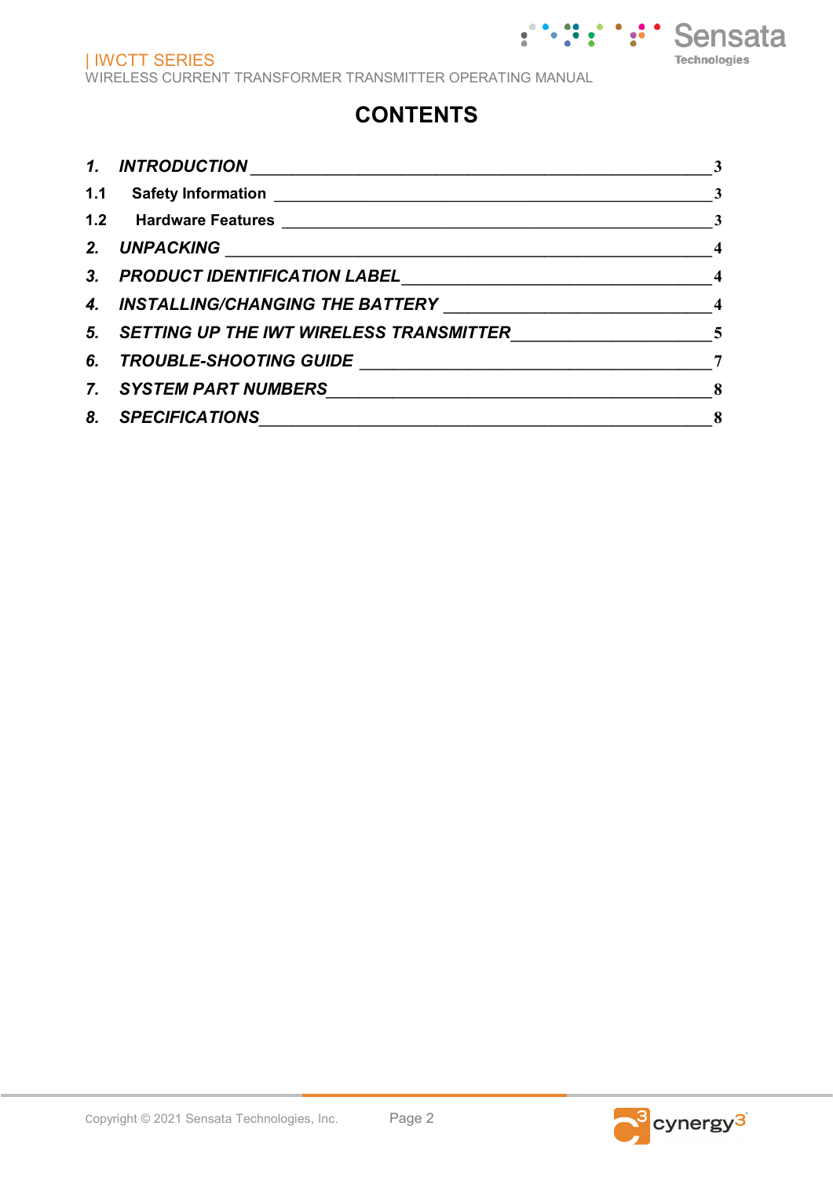# CONTENTS

| | | |
|---|---|---|
| *1.* | ***INTRODUCTION*** | 3 |
| 1.1 | **Safety Information** | 3 |
| 1.2 | **Hardware Features** | 3 |
| *2.* | ***UNPACKING*** | 4 |
| *3.* | ***PRODUCT IDENTIFICATION LABEL*** | 4 |
| *4.* | ***INSTALLING/CHANGING THE BATTERY*** | 4 |
| *5.* | ***SETTING UP THE IWT WIRELESS TRANSMITTER*** | 5 |
| *6.* | ***TROUBLE-SHOOTING GUIDE*** | 7 |
| *7.* | ***SYSTEM PART NUMBERS*** | 8 |
| *8.* | ***SPECIFICATIONS*** | 8 |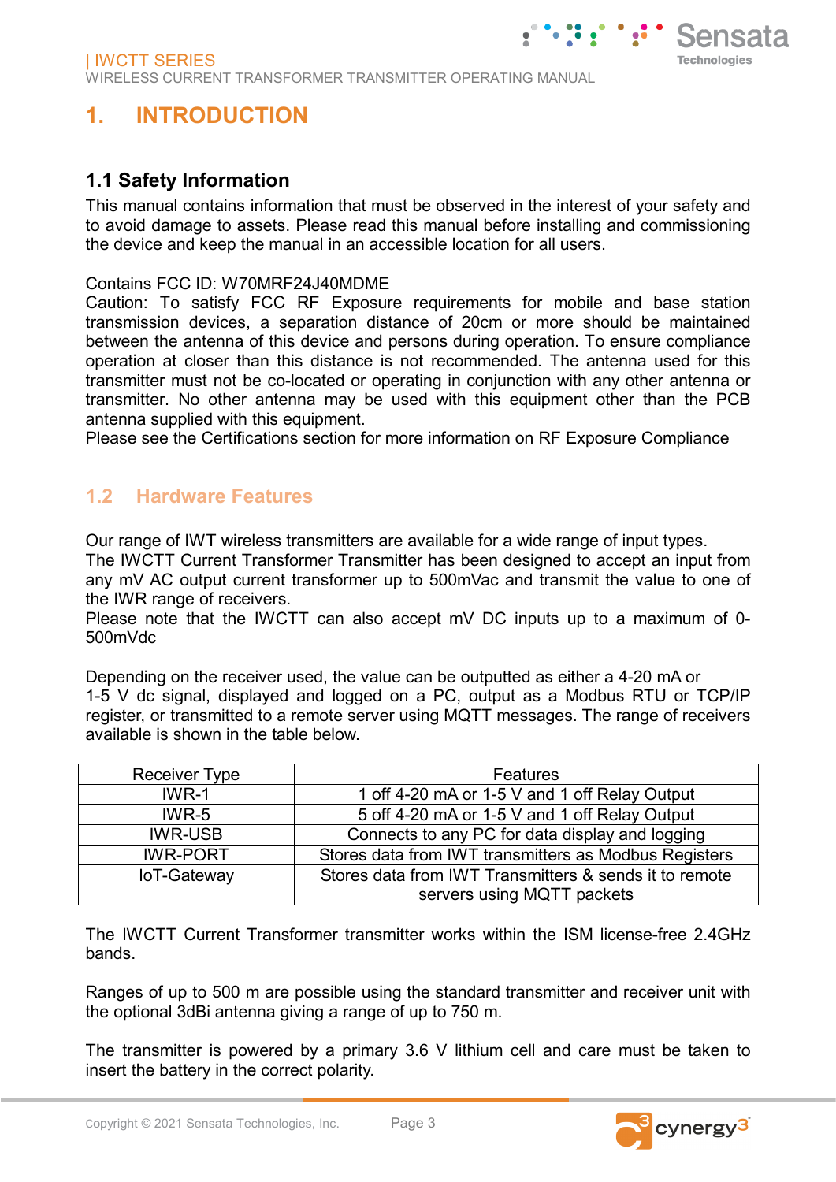# 1. INTRODUCTION

## 1.1 Safety Information

This manual contains information that must be observed in the interest of your safety and to avoid damage to assets. Please read this manual before installing and commissioning the device and keep the manual in an accessible location for all users.

Contains FCC ID: W70MRF24J40MDME
Caution: To satisfy FCC RF Exposure requirements for mobile and base station transmission devices, a separation distance of 20cm or more should be maintained between the antenna of this device and persons during operation. To ensure compliance operation at closer than this distance is not recommended. The antenna used for this transmitter must not be co-located or operating in conjunction with any other antenna or transmitter. No other antenna may be used with this equipment other than the PCB antenna supplied with this equipment.
Please see the Certifications section for more information on RF Exposure Compliance

## 1.2 Hardware Features

Our range of IWT wireless transmitters are available for a wide range of input types.
The IWCTT Current Transformer Transmitter has been designed to accept an input from any mV AC output current transformer up to 500mVac and transmit the value to one of the IWR range of receivers.
Please note that the IWCTT can also accept mV DC inputs up to a maximum of 0-500mVdc

Depending on the receiver used, the value can be outputted as either a 4-20 mA or 1-5 V dc signal, displayed and logged on a PC, output as a Modbus RTU or TCP/IP register, or transmitted to a remote server using MQTT messages. The range of receivers available is shown in the table below.

| Receiver Type | Features |
|---|---|
| IWR-1 | 1 off 4-20 mA or 1-5 V and 1 off Relay Output |
| IWR-5 | 5 off 4-20 mA or 1-5 V and 1 off Relay Output |
| IWR-USB | Connects to any PC for data display and logging |
| IWR-PORT | Stores data from IWT transmitters as Modbus Registers |
| IoT-Gateway | Stores data from IWT Transmitters & sends it to remote servers using MQTT packets |

The IWCTT Current Transformer transmitter works within the ISM license-free 2.4GHz bands.

Ranges of up to 500 m are possible using the standard transmitter and receiver unit with the optional 3dBi antenna giving a range of up to 750 m.

The transmitter is powered by a primary 3.6 V lithium cell and care must be taken to insert the battery in the correct polarity.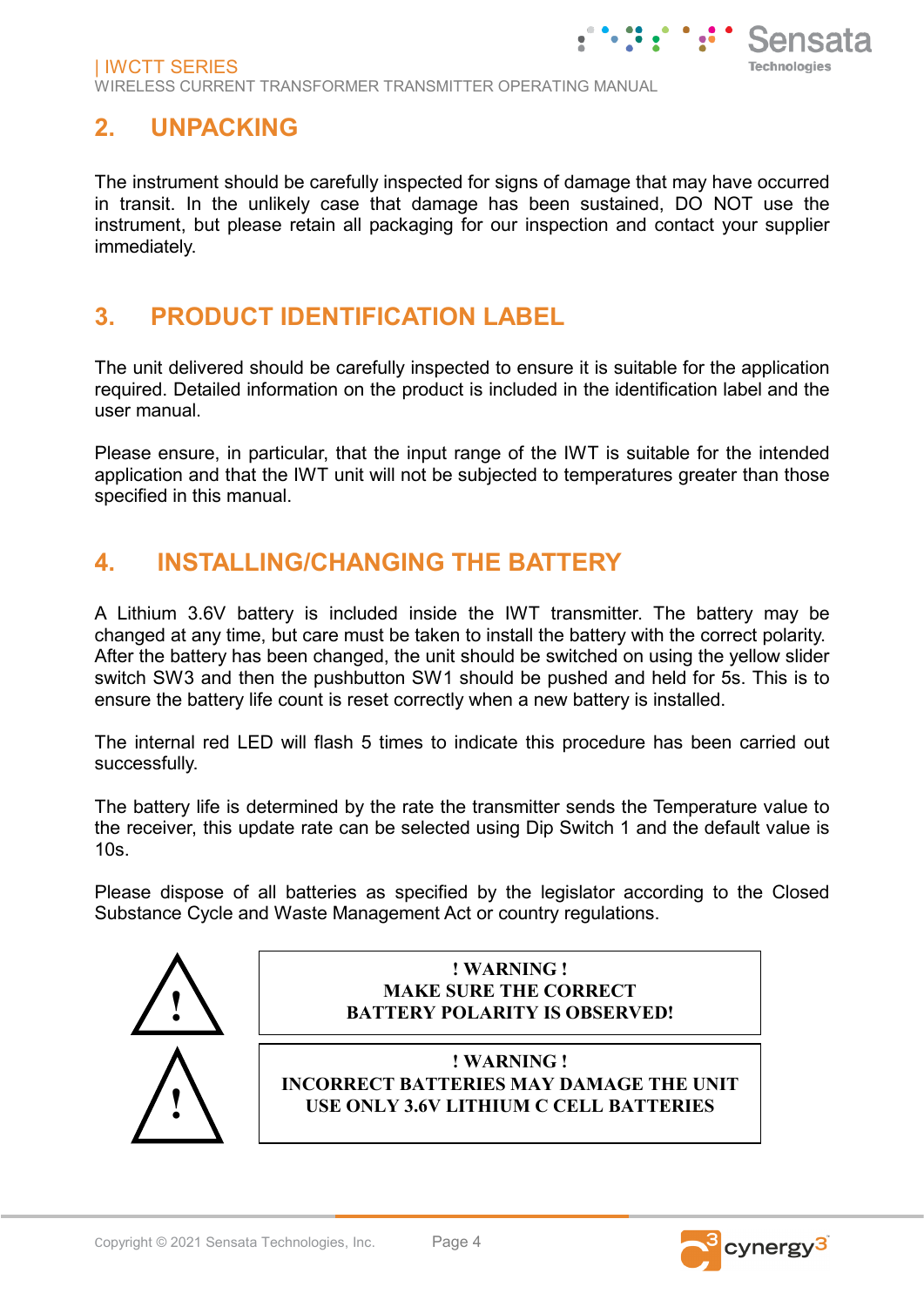## 2. UNPACKING

The instrument should be carefully inspected for signs of damage that may have occurred in transit. In the unlikely case that damage has been sustained, DO NOT use the instrument, but please retain all packaging for our inspection and contact your supplier immediately.

## 3. PRODUCT IDENTIFICATION LABEL

The unit delivered should be carefully inspected to ensure it is suitable for the application required. Detailed information on the product is included in the identification label and the user manual.

Please ensure, in particular, that the input range of the IWT is suitable for the intended application and that the IWT unit will not be subjected to temperatures greater than those specified in this manual.

## 4. INSTALLING/CHANGING THE BATTERY

A Lithium 3.6V battery is included inside the IWT transmitter. The battery may be changed at any time, but care must be taken to install the battery with the correct polarity. After the battery has been changed, the unit should be switched on using the yellow slider switch SW3 and then the pushbutton SW1 should be pushed and held for 5s. This is to ensure the battery life count is reset correctly when a new battery is installed.

The internal red LED will flash 5 times to indicate this procedure has been carried out successfully.

The battery life is determined by the rate the transmitter sends the Temperature value to the receiver, this update rate can be selected using Dip Switch 1 and the default value is 10s.

Please dispose of all batteries as specified by the legislator according to the Closed Substance Cycle and Waste Management Act or country regulations.

**! WARNING !**
**MAKE SURE THE CORRECT BATTERY POLARITY IS OBSERVED!**

**! WARNING !**
**INCORRECT BATTERIES MAY DAMAGE THE UNIT**
**USE ONLY 3.6V LITHIUM C CELL BATTERIES**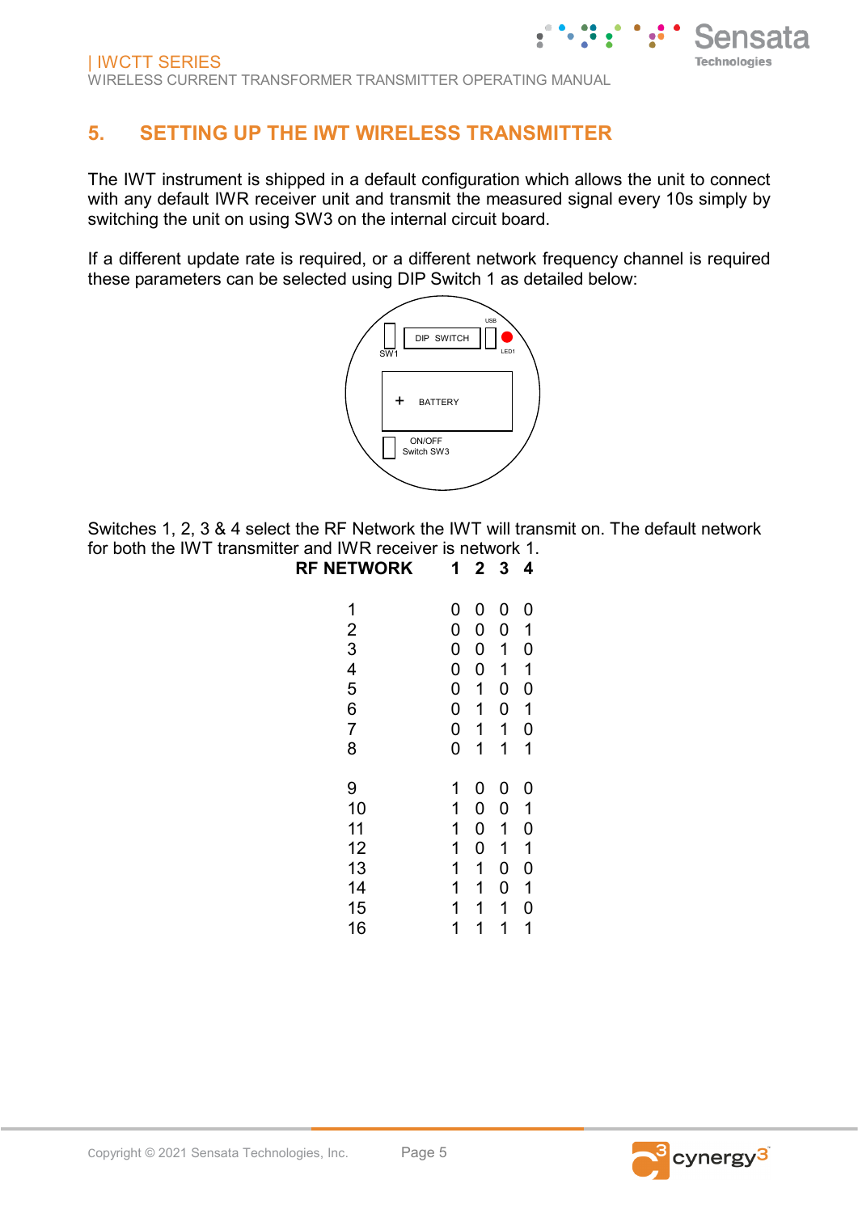## 5. SETTING UP THE IWT WIRELESS TRANSMITTER

The IWT instrument is shipped in a default configuration which allows the unit to connect with any default IWR receiver unit and transmit the measured signal every 10s simply by switching the unit on using SW3 on the internal circuit board.

If a different update rate is required, or a different network frequency channel is required these parameters can be selected using DIP Switch 1 as detailed below:

Switches 1, 2, 3 & 4 select the RF Network the IWT will transmit on. The default network for both the IWT transmitter and IWR receiver is network 1.

| RF NETWORK | 1 | 2 | 3 | 4 |
|---|---|---|---|---|
| 1 | 0 | 0 | 0 | 0 |
| 2 | 0 | 0 | 0 | 1 |
| 3 | 0 | 0 | 1 | 0 |
| 4 | 0 | 0 | 1 | 1 |
| 5 | 0 | 1 | 0 | 0 |
| 6 | 0 | 1 | 0 | 1 |
| 7 | 0 | 1 | 1 | 0 |
| 8 | 0 | 1 | 1 | 1 |
| 9 | 1 | 0 | 0 | 0 |
| 10 | 1 | 0 | 0 | 1 |
| 11 | 1 | 0 | 1 | 0 |
| 12 | 1 | 0 | 1 | 1 |
| 13 | 1 | 1 | 0 | 0 |
| 14 | 1 | 1 | 0 | 1 |
| 15 | 1 | 1 | 1 | 0 |
| 16 | 1 | 1 | 1 | 1 |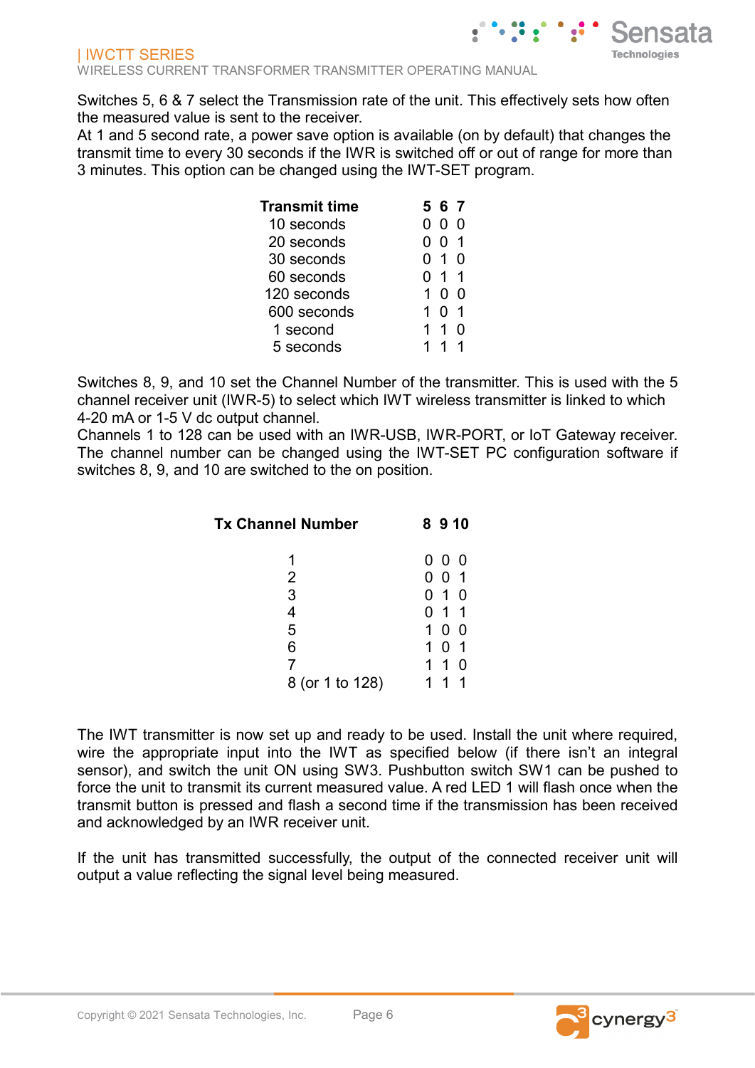Switches 5, 6 & 7 select the Transmission rate of the unit. This effectively sets how often the measured value is sent to the receiver.
At 1 and 5 second rate, a power save option is available (on by default) that changes the transmit time to every 30 seconds if the IWR is switched off or out of range for more than 3 minutes. This option can be changed using the IWT-SET program.

| Transmit time | 5 | 6 | 7 |
|---|---|---|---|
| 10 seconds | 0 | 0 | 0 |
| 20 seconds | 0 | 0 | 1 |
| 30 seconds | 0 | 1 | 0 |
| 60 seconds | 0 | 1 | 1 |
| 120 seconds | 1 | 0 | 0 |
| 600 seconds | 1 | 0 | 1 |
| 1 second | 1 | 1 | 0 |
| 5 seconds | 1 | 1 | 1 |

Switches 8, 9, and 10 set the Channel Number of the transmitter. This is used with the 5 channel receiver unit (IWR-5) to select which IWT wireless transmitter is linked to which 4-20 mA or 1-5 V dc output channel.
Channels 1 to 128 can be used with an IWR-USB, IWR-PORT, or IoT Gateway receiver. The channel number can be changed using the IWT-SET PC configuration software if switches 8, 9, and 10 are switched to the on position.

| Tx Channel Number | 8 | 9 | 10 |
|---|---|---|---|
| 1 | 0 | 0 | 0 |
| 2 | 0 | 0 | 1 |
| 3 | 0 | 1 | 0 |
| 4 | 0 | 1 | 1 |
| 5 | 1 | 0 | 0 |
| 6 | 1 | 0 | 1 |
| 7 | 1 | 1 | 0 |
| 8 (or 1 to 128) | 1 | 1 | 1 |

The IWT transmitter is now set up and ready to be used. Install the unit where required, wire the appropriate input into the IWT as specified below (if there isn't an integral sensor), and switch the unit ON using SW3. Pushbutton switch SW1 can be pushed to force the unit to transmit its current measured value. A red LED 1 will flash once when the transmit button is pressed and flash a second time if the transmission has been received and acknowledged by an IWR receiver unit.

If the unit has transmitted successfully, the output of the connected receiver unit will output a value reflecting the signal level being measured.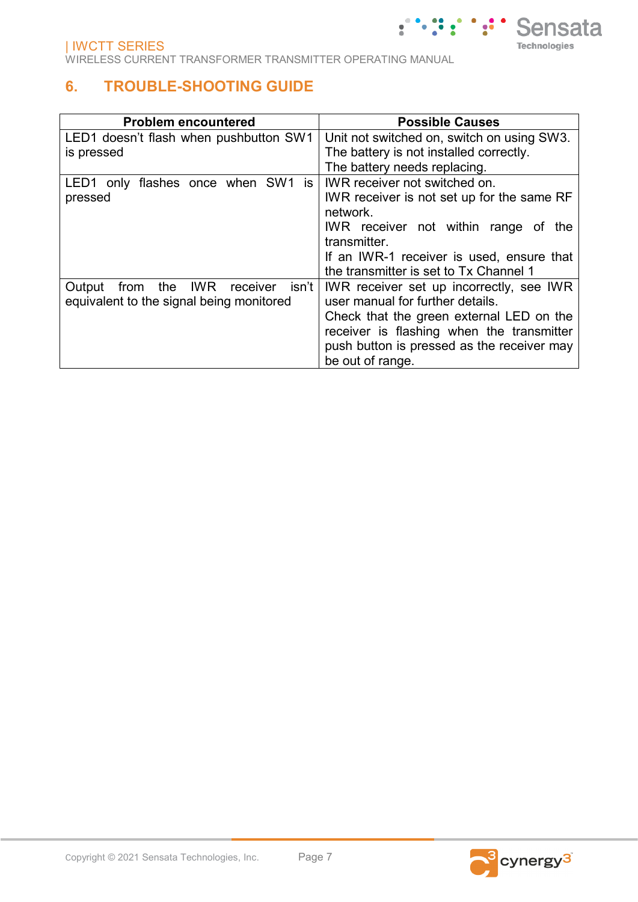# 6. TROUBLE-SHOOTING GUIDE

| Problem encountered | Possible Causes |
| --- | --- |
| LED1 doesn't flash when pushbutton SW1 is pressed | Unit not switched on, switch on using SW3.<br>The battery is not installed correctly.<br>The battery needs replacing. |
| LED1 only flashes once when SW1 is pressed | IWR receiver not switched on.<br>IWR receiver is not set up for the same RF network.<br>IWR receiver not within range of the transmitter.<br>If an IWR-1 receiver is used, ensure that the transmitter is set to Tx Channel 1 |
| Output from the IWR receiver isn't equivalent to the signal being monitored | IWR receiver set up incorrectly, see IWR user manual for further details.<br>Check that the green external LED on the receiver is flashing when the transmitter push button is pressed as the receiver may be out of range. |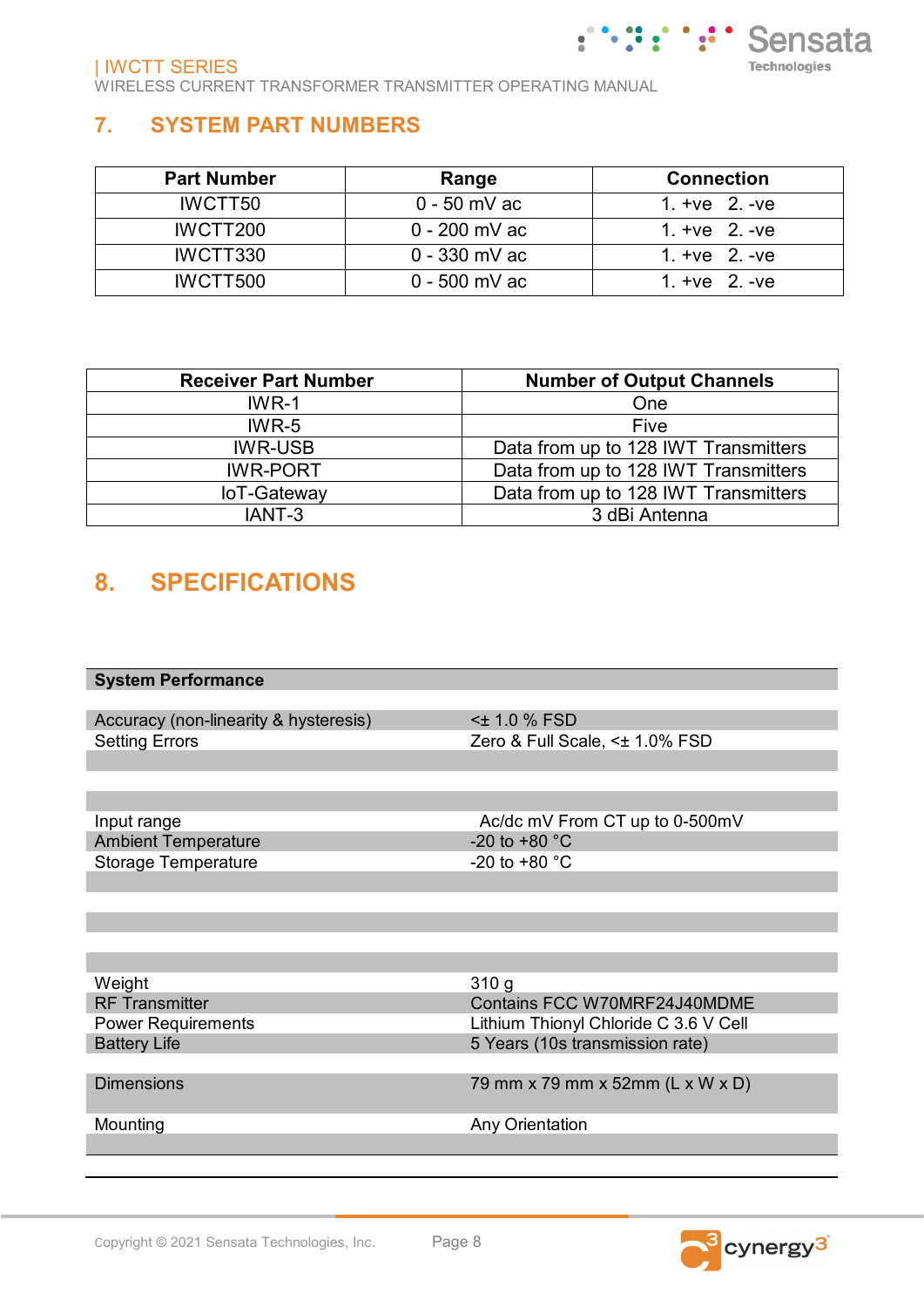## 7. SYSTEM PART NUMBERS

| Part Number | Range | Connection |
| --- | --- | --- |
| IWCTT50 | 0 - 50 mV ac | 1. +ve 2. -ve |
| IWCTT200 | 0 - 200 mV ac | 1. +ve 2. -ve |
| IWCTT330 | 0 - 330 mV ac | 1. +ve 2. -ve |
| IWCTT500 | 0 - 500 mV ac | 1. +ve 2. -ve |

| Receiver Part Number | Number of Output Channels |
| --- | --- |
| IWR-1 | One |
| IWR-5 | Five |
| IWR-USB | Data from up to 128 IWT Transmitters |
| IWR-PORT | Data from up to 128 IWT Transmitters |
| IoT-Gateway | Data from up to 128 IWT Transmitters |
| IANT-3 | 3 dBi Antenna |

## 8. SPECIFICATIONS

| System Performance | |
| --- | --- |
| Accuracy (non-linearity & hysteresis) | <± 1.0 % FSD |
| Setting Errors | Zero & Full Scale, <± 1.0% FSD |
| Input range | Ac/dc mV From CT up to 0-500mV |
| Ambient Temperature | -20 to +80 °C |
| Storage Temperature | -20 to +80 °C |
| Weight | 310 g |
| RF Transmitter | Contains FCC W70MRF24J40MDME |
| Power Requirements | Lithium Thionyl Chloride C 3.6 V Cell |
| Battery Life | 5 Years (10s transmission rate) |
| Dimensions | 79 mm x 79 mm x 52mm (L x W x D) |
| Mounting | Any Orientation |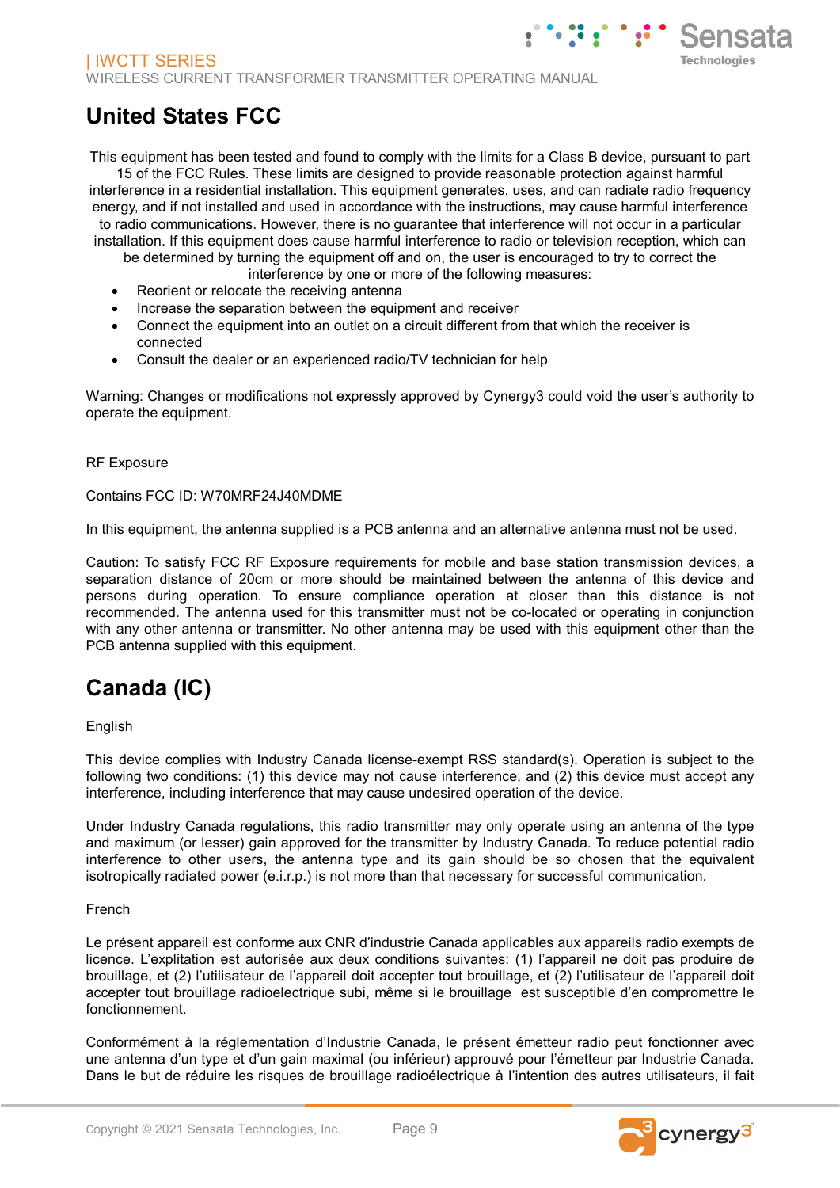# United States FCC

This equipment has been tested and found to comply with the limits for a Class B device, pursuant to part 15 of the FCC Rules. These limits are designed to provide reasonable protection against harmful interference in a residential installation. This equipment generates, uses, and can radiate radio frequency energy, and if not installed and used in accordance with the instructions, may cause harmful interference to radio communications. However, there is no guarantee that interference will not occur in a particular installation. If this equipment does cause harmful interference to radio or television reception, which can be determined by turning the equipment off and on, the user is encouraged to try to correct the interference by one or more of the following measures:

- Reorient or relocate the receiving antenna
- Increase the separation between the equipment and receiver
- Connect the equipment into an outlet on a circuit different from that which the receiver is connected
- Consult the dealer or an experienced radio/TV technician for help

Warning: Changes or modifications not expressly approved by Cynergy3 could void the user's authority to operate the equipment.

RF Exposure

Contains FCC ID: W70MRF24J40MDME

In this equipment, the antenna supplied is a PCB antenna and an alternative antenna must not be used.

Caution: To satisfy FCC RF Exposure requirements for mobile and base station transmission devices, a separation distance of 20cm or more should be maintained between the antenna of this device and persons during operation. To ensure compliance operation at closer than this distance is not recommended. The antenna used for this transmitter must not be co-located or operating in conjunction with any other antenna or transmitter. No other antenna may be used with this equipment other than the PCB antenna supplied with this equipment.

# Canada (IC)

English

This device complies with Industry Canada license-exempt RSS standard(s). Operation is subject to the following two conditions: (1) this device may not cause interference, and (2) this device must accept any interference, including interference that may cause undesired operation of the device.

Under Industry Canada regulations, this radio transmitter may only operate using an antenna of the type and maximum (or lesser) gain approved for the transmitter by Industry Canada. To reduce potential radio interference to other users, the antenna type and its gain should be so chosen that the equivalent isotropically radiated power (e.i.r.p.) is not more than that necessary for successful communication.

French

Le présent appareil est conforme aux CNR d'industrie Canada applicables aux appareils radio exempts de licence. L'explitation est autorisée aux deux conditions suivantes: (1) l'appareil ne doit pas produire de brouillage, et (2) l'utilisateur de l'appareil doit accepter tout brouillage, et (2) l'utilisateur de l'appareil doit accepter tout brouillage radioelectrique subi, même si le brouillage est susceptible d'en compromettre le fonctionnement.

Conformément à la réglementation d'Industrie Canada, le présent émetteur radio peut fonctionner avec une antenna d'un type et d'un gain maximal (ou inférieur) approuvé pour l'émetteur par Industrie Canada. Dans le but de réduire les risques de brouillage radioélectrique à l'intention des autres utilisateurs, il fait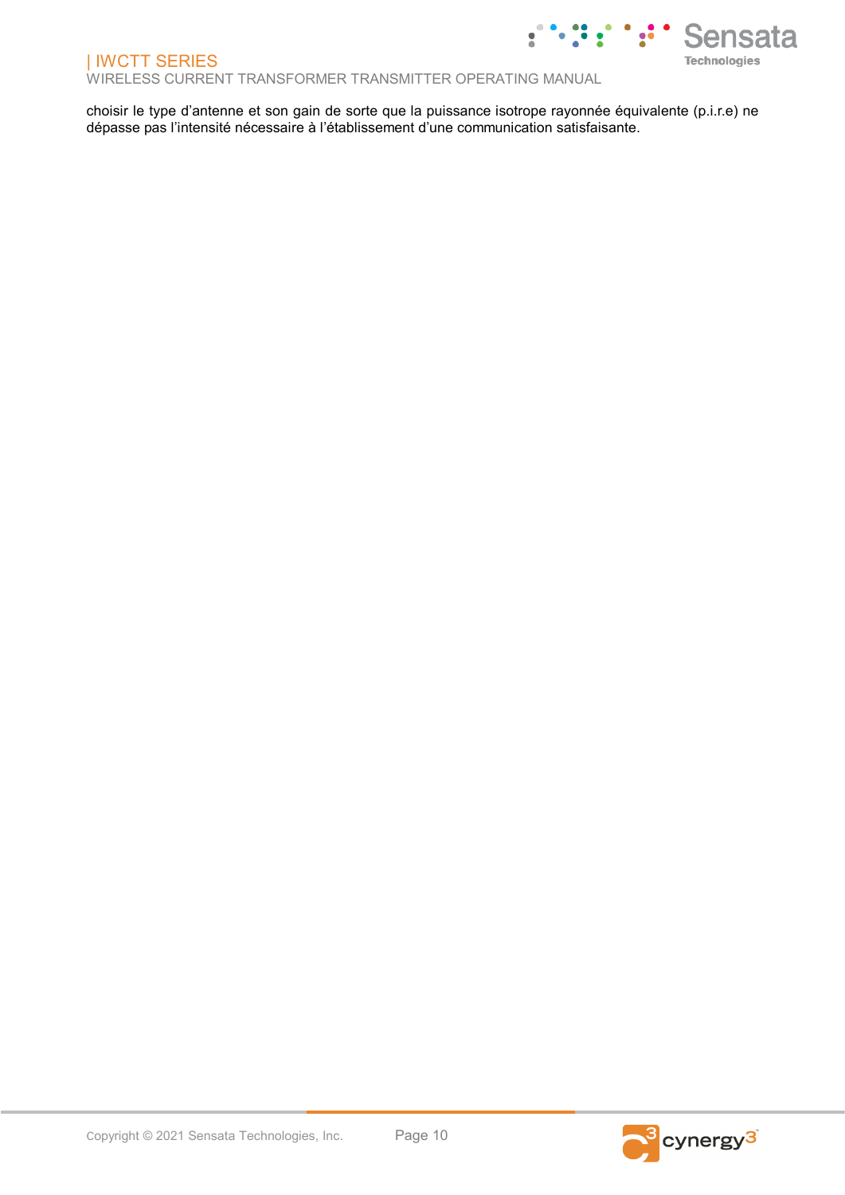choisir le type d’antenne et son gain de sorte que la puissance isotrope rayonnée équivalente (p.i.r.e) ne dépasse pas l’intensité nécessaire à l’établissement d’une communication satisfaisante.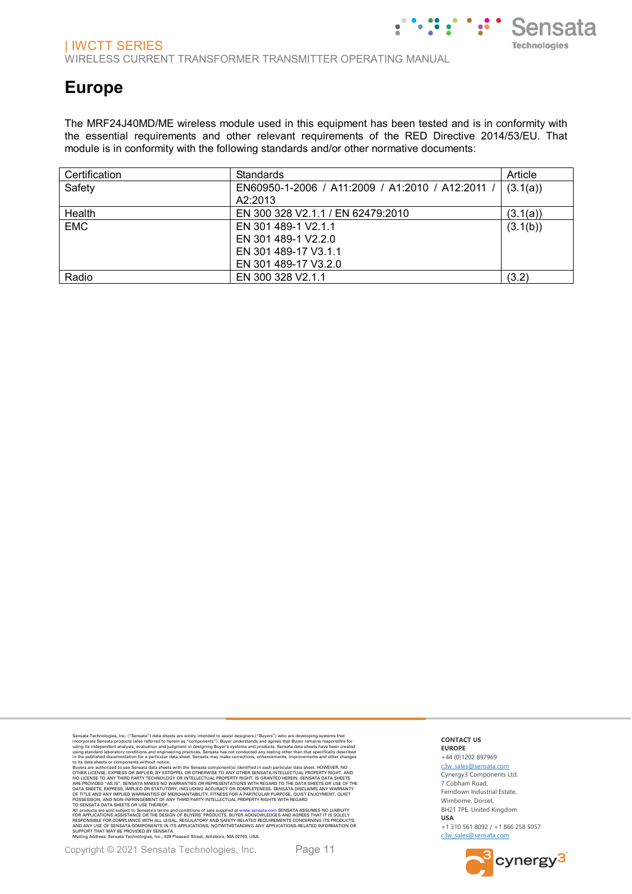# Europe

The MRF24J40MD/ME wireless module used in this equipment has been tested and is in conformity with the essential requirements and other relevant requirements of the RED Directive 2014/53/EU. That module is in conformity with the following standards and/or other normative documents:

| Certification | Standards | Article |
|---|---|---|
| Safety | EN60950-1-2006 / A11:2009 / A1:2010 / A12:2011 / A2:2013 | (3.1(a)) |
| Health | EN 300 328 V2.1.1 / EN 62479:2010 | (3.1(a)) |
| EMC | EN 301 489-1 V2.1.1<br>EN 301 489-1 V2.2.0<br>EN 301 489-17 V3.1.1<br>EN 301 489-17 V3.2.0 | (3.1(b)) |
| Radio | EN 300 328 V2.1.1 | (3.2) |

Sensata Technologies, Inc. ("Sensata") data sheets are solely intended to assist designers ("Buyers") who are developing systems that incorporate Sensata products (also referred to herein as "components"). Buyer understands and agrees that Buyer remains responsible for using its independent analysis, evaluation and judgment in designing Buyer's systems and products. Sensata data sheets have been created using standard laboratory conditions and engineering practices. Sensata has not conducted any testing other than that specifically described in the published documentation for a particular data sheet. Sensata may make corrections, enhancements, improvements and other changes to its data sheets or components without notice.
Buyers are authorized to use Sensata data sheets with the Sensata component(s) identified in each particular data sheet. HOWEVER, NO OTHER LICENSE, EXPRESS OR IMPLIED, BY ESTOPPEL OR OTHERWISE TO ANY OTHER SENSATA INTELLECTUAL PROPERTY RIGHT, AND NO LICENSE TO ANY THIRD PARTY TECHNOLOGY OR INTELLECTUAL PROPERTY RIGHT, IS GRANTED HEREIN. SENSATA DATA SHEETS ARE PROVIDED "AS IS". SENSATA MAKES NO WARRANTIES OR REPRESENTATIONS WITH REGARD TO THE DATA SHEETS OR USE OF THE DATA SHEETS, EXPRESS, IMPLIED OR STATUTORY, INCLUDING ACCURACY OR COMPLETENESS. SENSATA DISCLAIMS ANY WARRANTY OF TITLE AND ANY IMPLIED WARRANTIES OF MERCHANTABILITY, FITNESS FOR A PARTICULAR PURPOSE, QUIET ENJOYMENT, QUIET POSSESSION, AND NON-INFRINGEMENT OF ANY THIRD PARTY INTELLECTUAL PROPERTY RIGHTS WITH REGARD TO SENSATA DATA SHEETS OR USE THEREOF.
All products are sold subject to Sensata's terms and conditions of sale supplied at www.sensata.com SENSATA ASSUMES NO LIABILITY FOR APPLICATIONS ASSISTANCE OR THE DESIGN OF BUYERS' PRODUCTS. BUYER ACKNOWLEDGES AND AGREES THAT IT IS SOLELY RESPONSIBLE FOR COMPLIANCE WITH ALL LEGAL, REGULATORY AND SAFETY-RELATED REQUIREMENTS CONCERNING ITS PRODUCTS, AND ANY USE OF SENSATA COMPONENTS IN ITS APPLICATIONS, NOTWITHSTANDING ANY APPLICATIONS-RELATED INFORMATION OR SUPPORT THAT MAY BE PROVIDED BY SENSATA.
Mailing Address: Sensata Technologies, Inc., 529 Pleasant Street, Attleboro, MA 02703, USA.

**CONTACT US**
**EUROPE**
+44 (0)1202 897969
c3w_sales@sensata.com
Cynergy3 Components Ltd.
7 Cobham Road,
Ferndown Industrial Estate,
Wimborne, Dorset,
BH21 7PE, United Kingdom
**USA**
+1 310 561 8092 / +1 866 258 5057
c3w_sales@sensata.com

Copyright © 2021 Sensata Technologies, Inc.